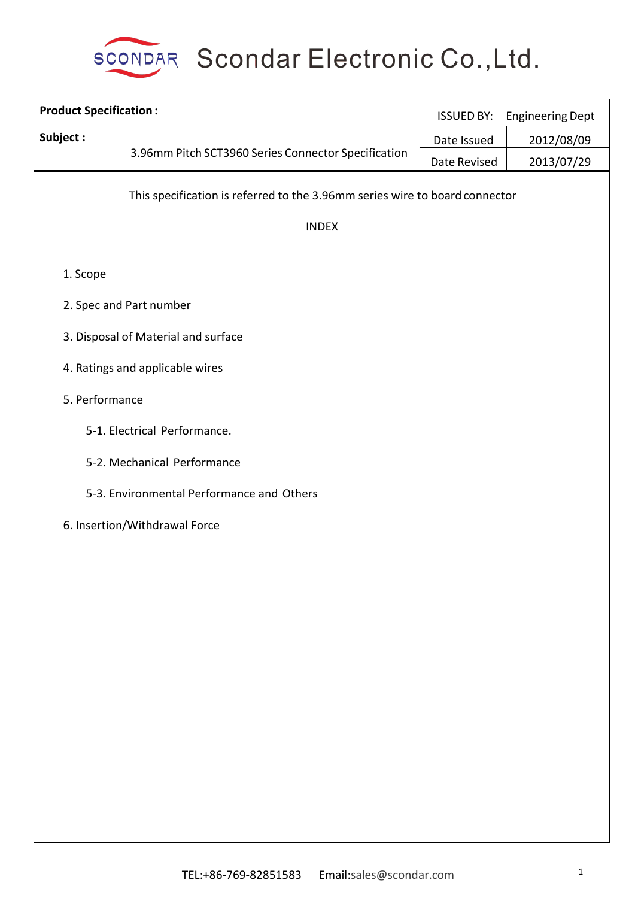# Scondar Electronic Co.,Ltd.

| Product Specification : | ISSUED BY: | Engineering Dept |
|---|---|---|
| Subject : 3.96mm Pitch SCT3960 Series Connector Specification | Date Issued | 2012/08/09 |
| | Date Revised | 2013/07/29 |

This specification is referred to the 3.96mm series wire to board connector

INDEX

1. Scope
2. Spec and Part number
3. Disposal of Material and surface
4. Ratings and applicable wires
5. Performance
   - 5-1. Electrical Performance.
   - 5-2. Mechanical Performance
   - 5-3. Environmental Performance and Others
6. Insertion/Withdrawal Force

TEL:+86-769-82851583 Email:sales@scondar.com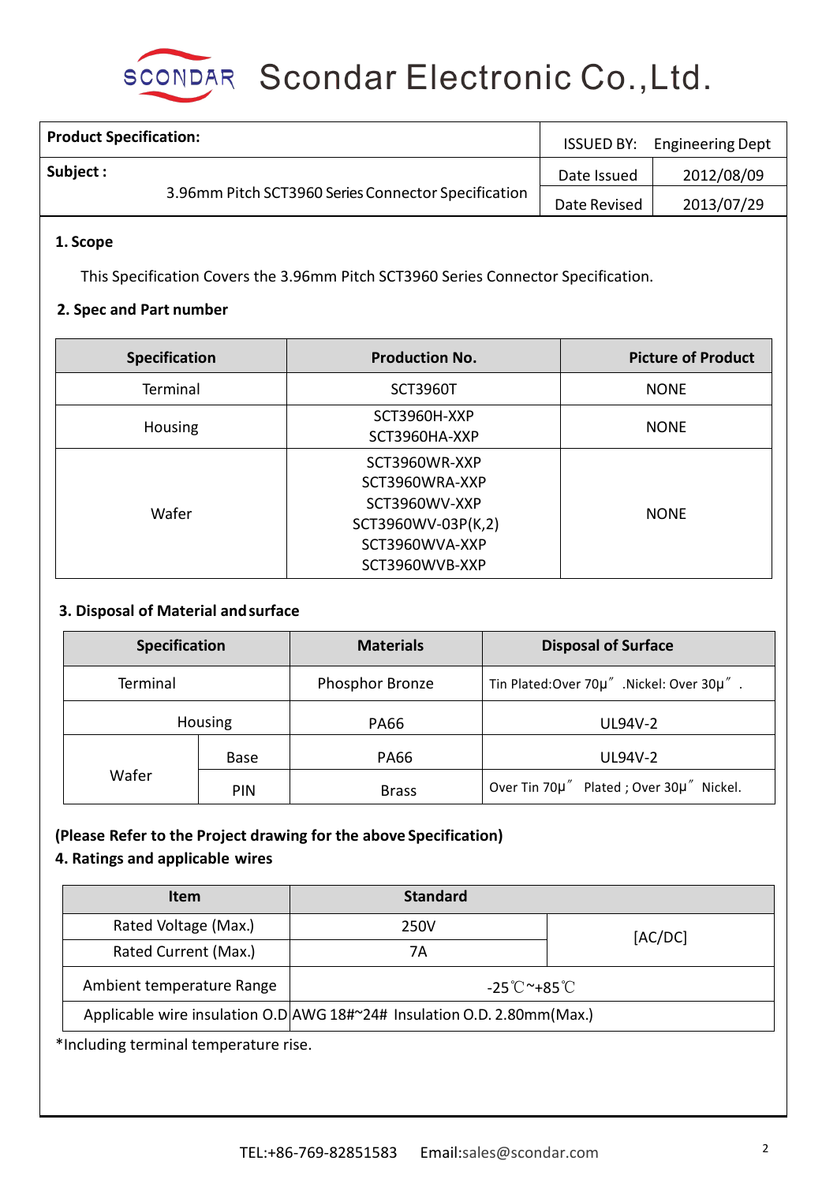# Scondar Electronic Co.,Ltd.

| Product Specification: | ISSUED BY: | Engineering Dept |
|---|---|---|
| Subject : 3.96mm Pitch SCT3960 Series Connector Specification | Date Issued | 2012/08/09 |
| | Date Revised | 2013/07/29 |

**1. Scope**

This Specification Covers the 3.96mm Pitch SCT3960 Series Connector Specification.

**2. Spec and Part number**

| Specification | Production No. | Picture of Product |
|---|---|---|
| Terminal | SCT3960T | NONE |
| Housing | SCT3960H-XXP<br>SCT3960HA-XXP | NONE |
| Wafer | SCT3960WR-XXP<br>SCT3960WRA-XXP<br>SCT3960WV-XXP<br>SCT3960WV-03P(K,2)<br>SCT3960WVA-XXP<br>SCT3960WVB-XXP | NONE |

**3. Disposal of Material and surface**

| Specification | | Materials | Disposal of Surface |
|---|---|---|---|
| Terminal | | Phosphor Bronze | Tin Plated:Over 70μ″ .Nickel: Over 30μ″ . |
| Housing | | PA66 | UL94V-2 |
| Wafer | Base | PA66 | UL94V-2 |
| | PIN | Brass | Over Tin 70μ″ Plated ; Over 30μ″ Nickel. |

**(Please Refer to the Project drawing for the above Specification)**

**4. Ratings and applicable wires**

| Item | Standard | |
|---|---|---|
| Rated Voltage (Max.) | 250V | [AC/DC] |
| Rated Current (Max.) | 7A | |
| Ambient temperature Range | -25℃~+85℃ | |
| Applicable wire insulation O.D | AWG 18#~24# Insulation O.D. 2.80mm(Max.) | |

*Including terminal temperature rise.

TEL:+86-769-82851583 Email:sales@scondar.com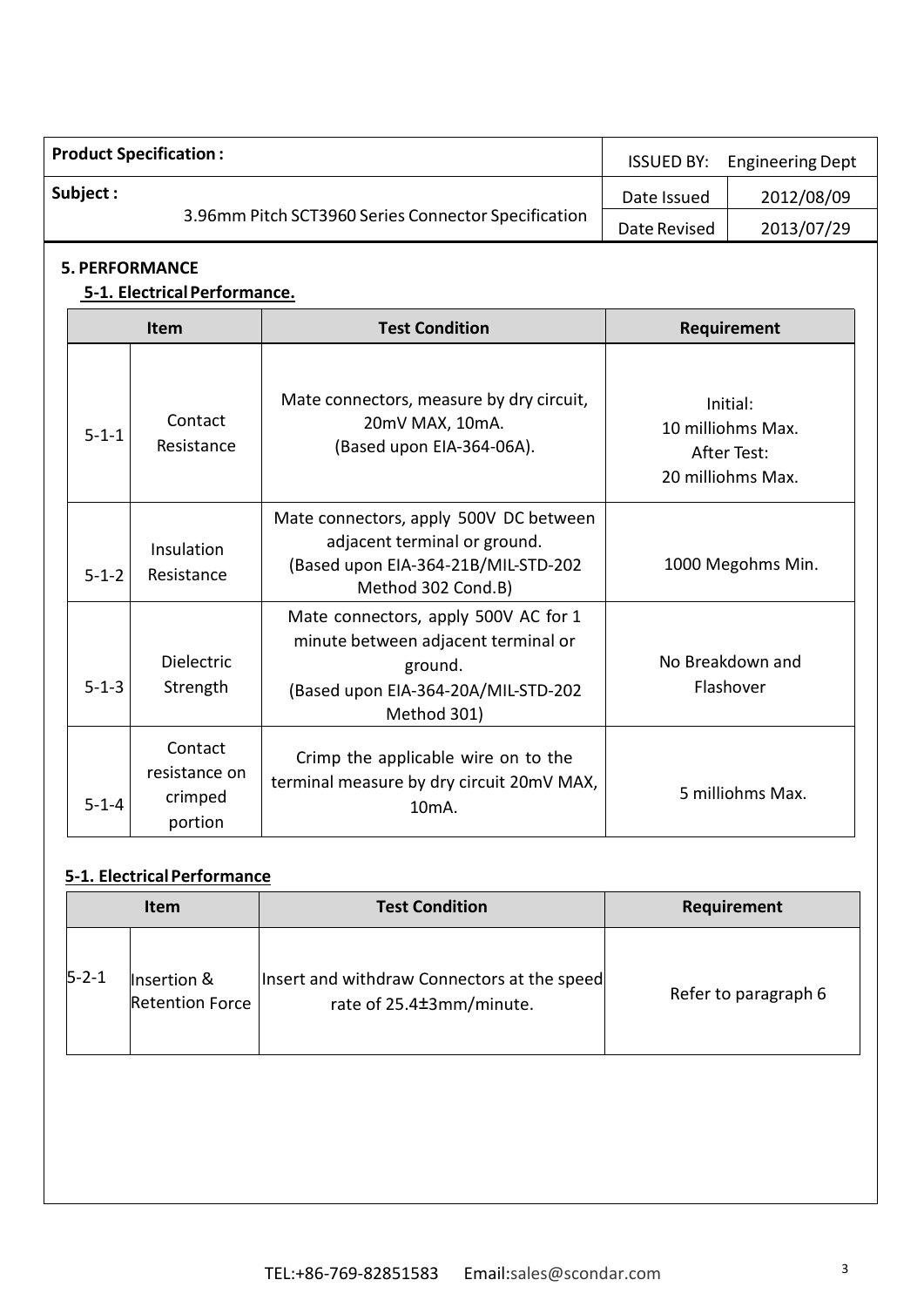| **Product Specification :** | ISSUED BY: Engineering Dept | |
|---|---|---|
| **Subject :** 3.96mm Pitch SCT3960 Series Connector Specification | Date Issued | 2012/08/09 |
| | Date Revised | 2013/07/29 |

## 5. PERFORMANCE

### 5-1. Electrical Performance.

| Item | | Test Condition | Requirement |
|---|---|---|---|
| 5-1-1 | Contact Resistance | Mate connectors, measure by dry circuit, 20mV MAX, 10mA. (Based upon EIA-364-06A). | Initial: 10 milliohms Max. After Test: 20 milliohms Max. |
| 5-1-2 | Insulation Resistance | Mate connectors, apply 500V DC between adjacent terminal or ground. (Based upon EIA-364-21B/MIL-STD-202 Method 302 Cond.B) | 1000 Megohms Min. |
| 5-1-3 | Dielectric Strength | Mate connectors, apply 500V AC for 1 minute between adjacent terminal or ground. (Based upon EIA-364-20A/MIL-STD-202 Method 301) | No Breakdown and Flashover |
| 5-1-4 | Contact resistance on crimped portion | Crimp the applicable wire on to the terminal measure by dry circuit 20mV MAX, 10mA. | 5 milliohms Max. |

### 5-1. Electrical Performance

| Item | | Test Condition | Requirement |
|---|---|---|---|
| 5-2-1 | Insertion & Retention Force | Insert and withdraw Connectors at the speed rate of 25.4±3mm/minute. | Refer to paragraph 6 |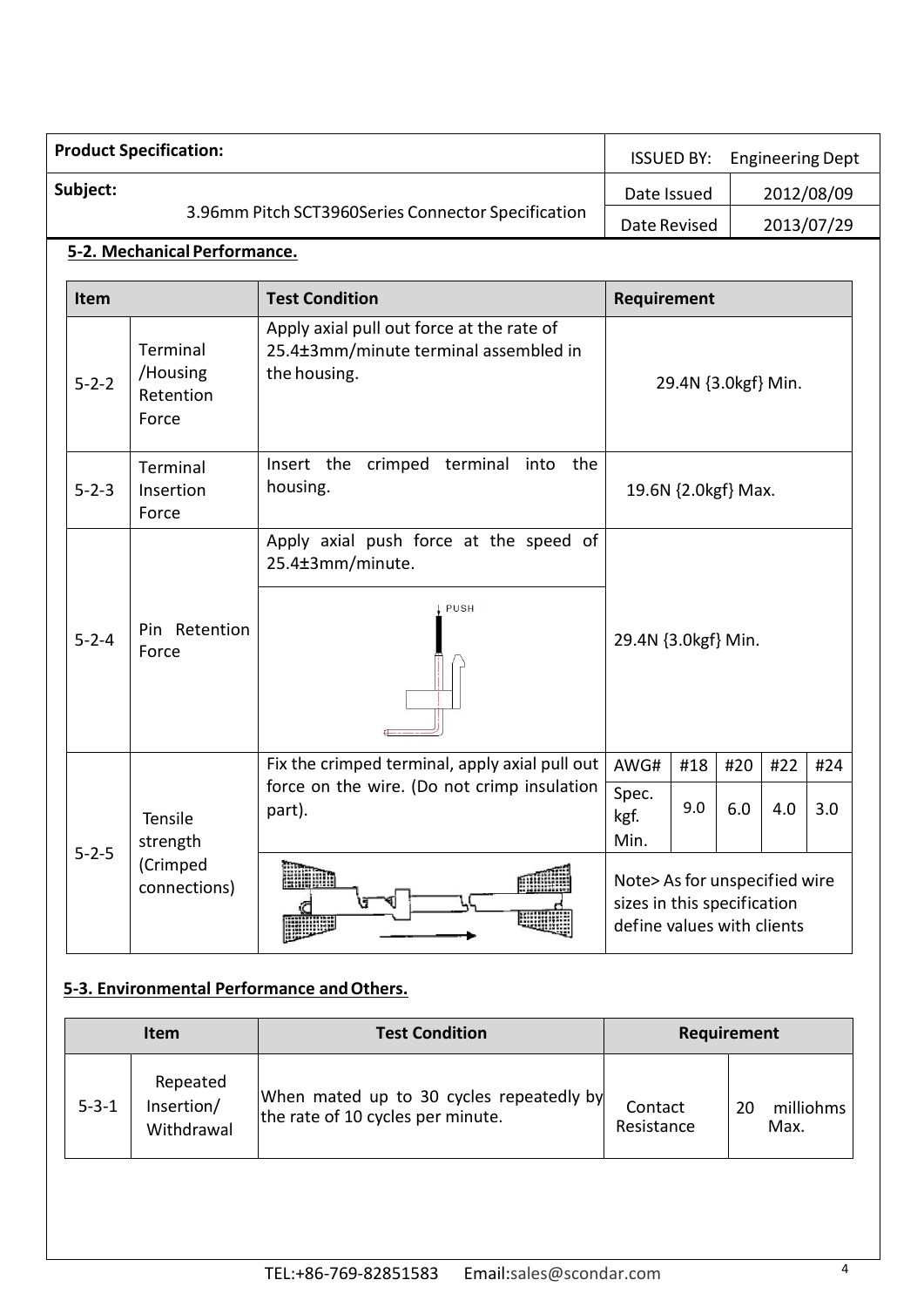| Product Specification: | ISSUED BY: | Engineering Dept |
|---|---|---|
| Subject: 3.96mm Pitch SCT3960Series Connector Specification | Date Issued | 2012/08/09 |
| | Date Revised | 2013/07/29 |

## 5-2. Mechanical Performance.

| Item | | Test Condition | Requirement | | | | |
|---|---|---|---|---|---|---|---|
| 5-2-2 | Terminal /Housing Retention Force | Apply axial pull out force at the rate of 25.4±3mm/minute terminal assembled in the housing. | 29.4N {3.0kgf} Min. | | | | |
| 5-2-3 | Terminal Insertion Force | Insert the crimped terminal into the housing. | 19.6N {2.0kgf} Max. | | | | |
| 5-2-4 | Pin Retention Force | Apply axial push force at the speed of 25.4±3mm/minute. | 29.4N {3.0kgf} Min. | | | | |
| 5-2-5 | Tensile strength (Crimped connections) | Fix the crimped terminal, apply axial pull out force on the wire. (Do not crimp insulation part). | AWG# | #18 | #20 | #22 | #24 |
| | | | Spec. kgf. Min. | 9.0 | 6.0 | 4.0 | 3.0 |
| | | | Note> As for unspecified wire sizes in this specification define values with clients | | | | |

## 5-3. Environmental Performance and Others.

| Item | | Test Condition | Requirement | |
|---|---|---|---|---|
| 5-3-1 | Repeated Insertion/ Withdrawal | When mated up to 30 cycles repeatedly by the rate of 10 cycles per minute. | Contact Resistance | 20 milliohms Max. |

TEL:+86-769-82851583 Email:sales@scondar.com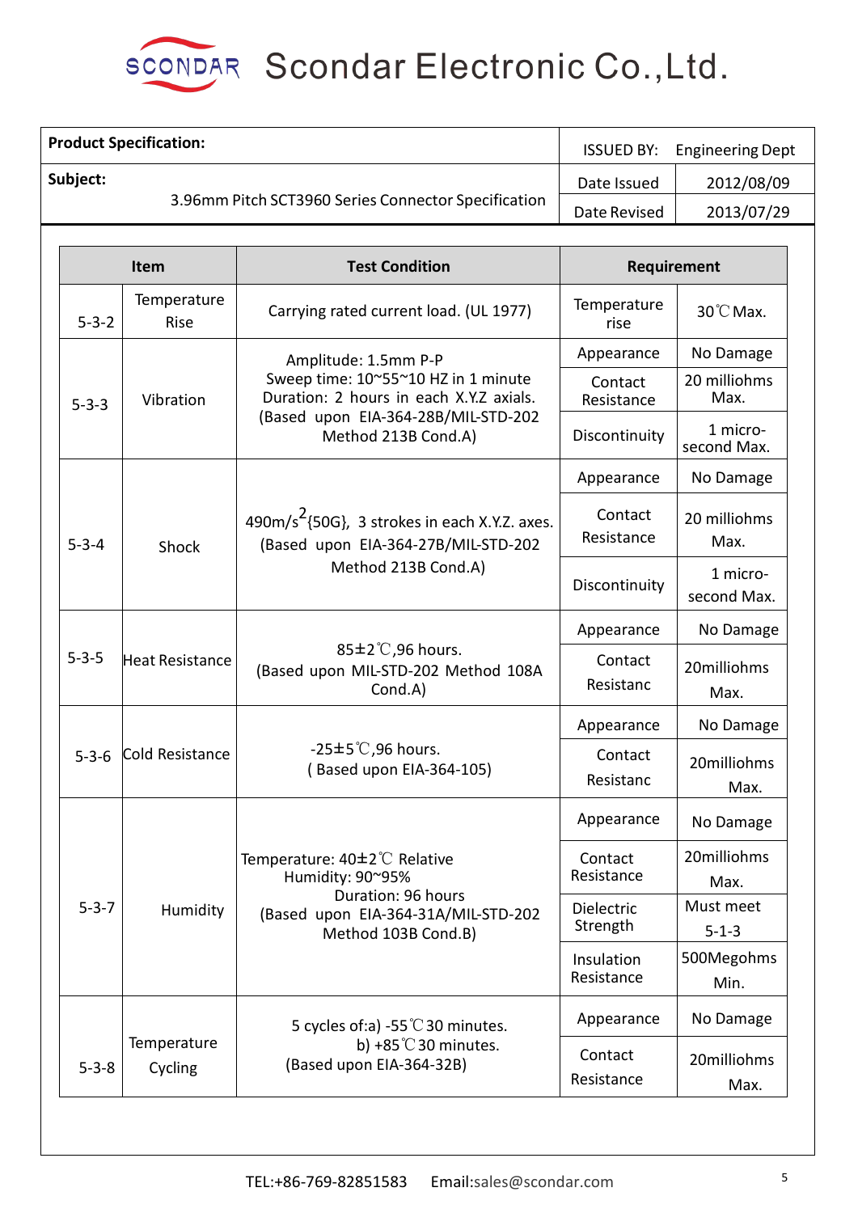# Scondar Electronic Co.,Ltd.

| Product Specification: | ISSUED BY: | Engineering Dept |
|---|---|---|
| Subject: 3.96mm Pitch SCT3960 Series Connector Specification | Date Issued | 2012/08/09 |
| | Date Revised | 2013/07/29 |

| Item | | Test Condition | Requirement | |
|---|---|---|---|---|
| 5-3-2 | Temperature Rise | Carrying rated current load. (UL 1977) | Temperature rise | 30℃ Max. |
| 5-3-3 | Vibration | Amplitude: 1.5mm P-P<br>Sweep time: 10~55~10 HZ in 1 minute<br>Duration: 2 hours in each X.Y.Z axials.<br>(Based upon EIA-364-28B/MIL-STD-202 Method 213B Cond.A) | Appearance | No Damage |
| | | | Contact Resistance | 20 milliohms Max. |
| | | | Discontinuity | 1 micro-second Max. |
| 5-3-4 | Shock | $490m/s^2${50G}, 3 strokes in each X.Y.Z. axes.<br>(Based upon EIA-364-27B/MIL-STD-202 Method 213B Cond.A) | Appearance | No Damage |
| | | | Contact Resistance | 20 milliohms Max. |
| | | | Discontinuity | 1 micro-second Max. |
| 5-3-5 | Heat Resistance | 85±2℃,96 hours.<br>(Based upon MIL-STD-202 Method 108A Cond.A) | Appearance | No Damage |
| | | | Contact Resistanc | 20milliohms Max. |
| 5-3-6 | Cold Resistance | -25±5℃,96 hours.<br>( Based upon EIA-364-105) | Appearance | No Damage |
| | | | Contact Resistanc | 20milliohms Max. |
| 5-3-7 | Humidity | Temperature: 40±2℃ Relative Humidity: 90~95%<br>Duration: 96 hours<br>(Based upon EIA-364-31A/MIL-STD-202 Method 103B Cond.B) | Appearance | No Damage |
| | | | Contact Resistance | 20milliohms Max. |
| | | | Dielectric Strength | Must meet 5-1-3 |
| | | | Insulation Resistance | 500Megohms Min. |
| 5-3-8 | Temperature Cycling | 5 cycles of:a) -55℃ 30 minutes.<br>b) +85℃ 30 minutes.<br>(Based upon EIA-364-32B) | Appearance | No Damage |
| | | | Contact Resistance | 20milliohms Max. |

TEL:+86-769-82851583 Email:sales@scondar.com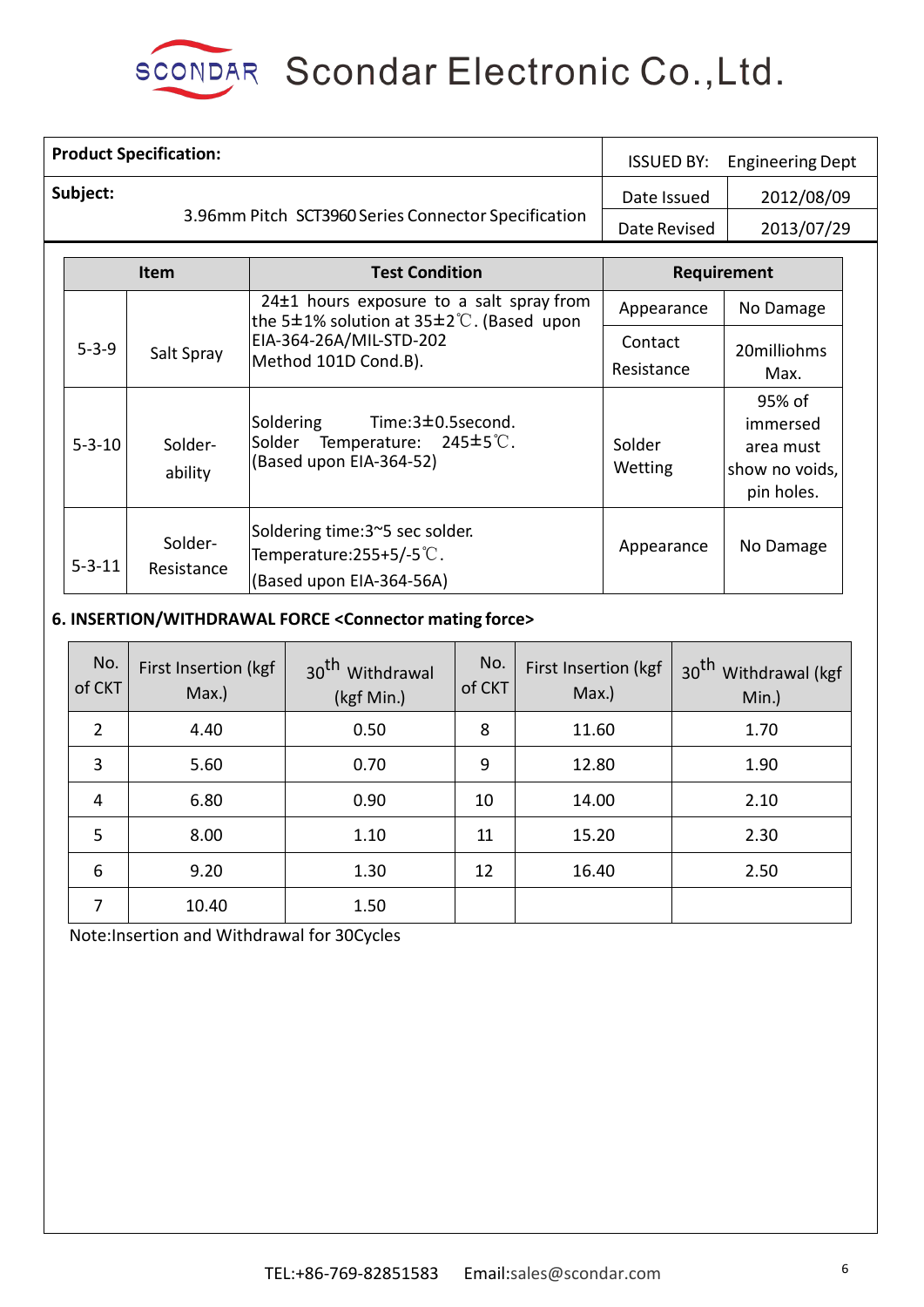# Scondar Electronic Co.,Ltd.

| Product Specification: | ISSUED BY: | Engineering Dept |
|---|---|---|
| Subject: 3.96mm Pitch SCT3960 Series Connector Specification | Date Issued | 2012/08/09 |
| | Date Revised | 2013/07/29 |

| Item | | Test Condition | Requirement | |
|---|---|---|---|---|
| 5-3-9 | Salt Spray | 24±1 hours exposure to a salt spray from the 5±1% solution at 35±2℃. (Based upon EIA-364-26A/MIL-STD-202 Method 101D Cond.B). | Appearance | No Damage |
| | | | Contact Resistance | 20milliohms Max. |
| 5-3-10 | Solder-ability | Soldering Time:3±0.5second. Solder Temperature: 245±5℃. (Based upon EIA-364-52) | Solder Wetting | 95% of immersed area must show no voids, pin holes. |
| 5-3-11 | Solder-Resistance | Soldering time:3~5 sec solder. Temperature:255+5/-5℃. (Based upon EIA-364-56A) | Appearance | No Damage |

**6. INSERTION/WITHDRAWAL FORCE <Connector mating force>**

| No. of CKT | First Insertion (kgf Max.) | 30th Withdrawal (kgf Min.) | No. of CKT | First Insertion (kgf Max.) | 30th Withdrawal (kgf Min.) |
|---|---|---|---|---|---|
| 2 | 4.40 | 0.50 | 8 | 11.60 | 1.70 |
| 3 | 5.60 | 0.70 | 9 | 12.80 | 1.90 |
| 4 | 6.80 | 0.90 | 10 | 14.00 | 2.10 |
| 5 | 8.00 | 1.10 | 11 | 15.20 | 2.30 |
| 6 | 9.20 | 1.30 | 12 | 16.40 | 2.50 |
| 7 | 10.40 | 1.50 | | | |

Note:Insertion and Withdrawal for 30Cycles

TEL:+86-769-82851583 Email:sales@scondar.com